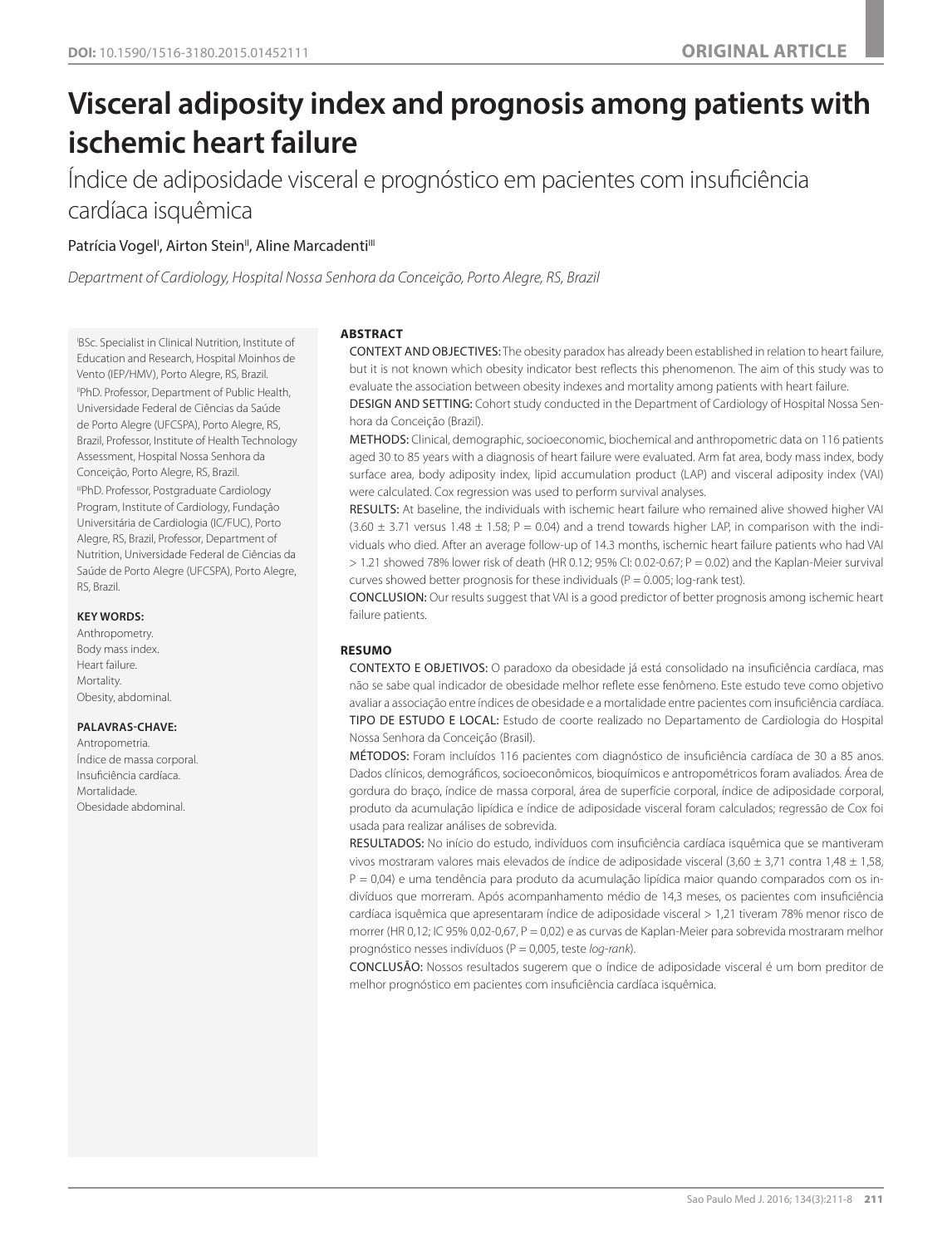DOI: 10.1590/1516-3180.2015.01452111

ORIGINAL ARTICLE

# Visceral adiposity index and prognosis among patients with ischemic heart failure

## Índice de adiposidade visceral e prognóstico em pacientes com insuficiência cardíaca isquêmica

Patrícia Vogel[I], Airton Stein[II], Aline Marcadenti[III]

*Department of Cardiology, Hospital Nossa Senhora da Conceição, Porto Alegre, RS, Brazil*

[I]BSc. Specialist in Clinical Nutrition, Institute of Education and Research, Hospital Moinhos de Vento (IEP/HMV), Porto Alegre, RS, Brazil.

[II]PhD. Professor, Department of Public Health, Universidade Federal de Ciências da Saúde de Porto Alegre (UFCSPA), Porto Alegre, RS, Brazil, Professor, Institute of Health Technology Assessment, Hospital Nossa Senhora da Conceição, Porto Alegre, RS, Brazil.

[III]PhD. Professor, Postgraduate Cardiology Program, Institute of Cardiology, Fundação Universitária de Cardiologia (IC/FUC), Porto Alegre, RS, Brazil, Professor, Department of Nutrition, Universidade Federal de Ciências da Saúde de Porto Alegre (UFCSPA), Porto Alegre, RS, Brazil.

**KEY WORDS:**
Anthropometry.
Body mass index.
Heart failure.
Mortality.
Obesity, abdominal.

**PALAVRAS-CHAVE:**
Antropometria.
Índice de massa corporal.
Insuficiência cardíaca.
Mortalidade.
Obesidade abdominal.

### ABSTRACT

CONTEXT AND OBJECTIVES: The obesity paradox has already been established in relation to heart failure, but it is not known which obesity indicator best reflects this phenomenon. The aim of this study was to evaluate the association between obesity indexes and mortality among patients with heart failure.

DESIGN AND SETTING: Cohort study conducted in the Department of Cardiology of Hospital Nossa Senhora da Conceição (Brazil).

METHODS: Clinical, demographic, socioeconomic, biochemical and anthropometric data on 116 patients aged 30 to 85 years with a diagnosis of heart failure were evaluated. Arm fat area, body mass index, body surface area, body adiposity index, lipid accumulation product (LAP) and visceral adiposity index (VAI) were calculated. Cox regression was used to perform survival analyses.

RESULTS: At baseline, the individuals with ischemic heart failure who remained alive showed higher VAI (3.60 ± 3.71 versus 1.48 ± 1.58; P = 0.04) and a trend towards higher LAP, in comparison with the individuals who died. After an average follow-up of 14.3 months, ischemic heart failure patients who had VAI > 1.21 showed 78% lower risk of death (HR 0.12; 95% CI: 0.02-0.67; P = 0.02) and the Kaplan-Meier survival curves showed better prognosis for these individuals (P = 0.005; log-rank test).

CONCLUSION: Our results suggest that VAI is a good predictor of better prognosis among ischemic heart failure patients.

### RESUMO

CONTEXTO E OBJETIVOS: O paradoxo da obesidade já está consolidado na insuficiência cardíaca, mas não se sabe qual indicador de obesidade melhor reflete esse fenômeno. Este estudo teve como objetivo avaliar a associação entre índices de obesidade e a mortalidade entre pacientes com insuficiência cardíaca.

TIPO DE ESTUDO E LOCAL: Estudo de coorte realizado no Departamento de Cardiologia do Hospital Nossa Senhora da Conceição (Brasil).

MÉTODOS: Foram incluídos 116 pacientes com diagnóstico de insuficiência cardíaca de 30 a 85 anos. Dados clínicos, demográficos, socioeconômicos, bioquímicos e antropométricos foram avaliados. Área de gordura do braço, índice de massa corporal, área de superfície corporal, índice de adiposidade corporal, produto da acumulação lipídica e índice de adiposidade visceral foram calculados; regressão de Cox foi usada para realizar análises de sobrevida.

RESULTADOS: No início do estudo, indivíduos com insuficiência cardíaca isquêmica que se mantiveram vivos mostraram valores mais elevados de índice de adiposidade visceral (3,60 ± 3,71 contra 1,48 ± 1,58, P = 0,04) e uma tendência para produto da acumulação lipídica maior quando comparados com os indivíduos que morreram. Após acompanhamento médio de 14,3 meses, os pacientes com insuficiência cardíaca isquêmica que apresentaram índice de adiposidade visceral > 1,21 tiveram 78% menor risco de morrer (HR 0,12; IC 95% 0,02-0,67, P = 0,02) e as curvas de Kaplan-Meier para sobrevida mostraram melhor prognóstico nesses indivíduos (P = 0,005, teste *log-rank*).

CONCLUSÃO: Nossos resultados sugerem que o índice de adiposidade visceral é um bom preditor de melhor prognóstico em pacientes com insuficiência cardíaca isquêmica.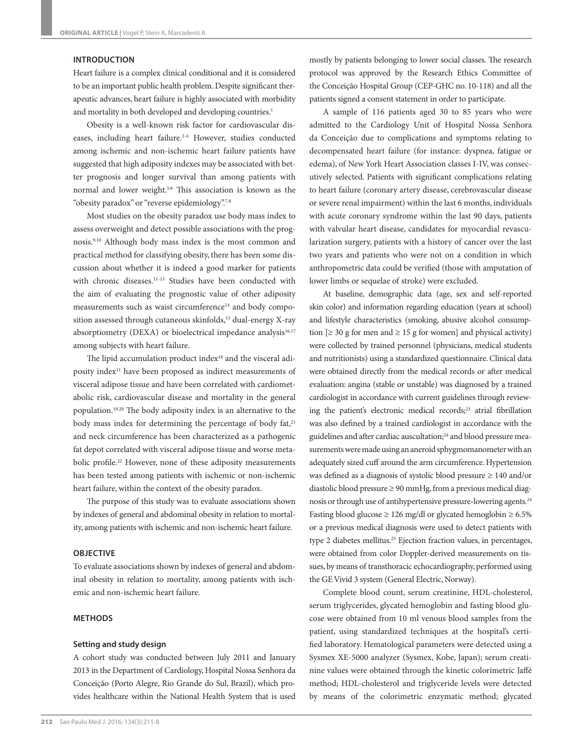## INTRODUCTION

Heart failure is a complex clinical conditional and it is considered to be an important public health problem. Despite significant therapeutic advances, heart failure is highly associated with morbidity and mortality in both developed and developing countries.[1]

Obesity is a well-known risk factor for cardiovascular diseases, including heart failure.[2-4] However, studies conducted among ischemic and non-ischemic heart failure patients have suggested that high adiposity indexes may be associated with better prognosis and longer survival than among patients with normal and lower weight.[5,6] This association is known as the "obesity paradox" or "reverse epidemiology".[7,8]

Most studies on the obesity paradox use body mass index to assess overweight and detect possible associations with the prognosis.[9,10] Although body mass index is the most common and practical method for classifying obesity, there has been some discussion about whether it is indeed a good marker for patients with chronic diseases.[11-13] Studies have been conducted with the aim of evaluating the prognostic value of other adiposity measurements such as waist circumference[14] and body composition assessed through cutaneous skinfolds,[15] dual-energy X-ray absorptiometry (DEXA) or bioelectrical impedance analysis[16,17] among subjects with heart failure.

The lipid accumulation product index[18] and the visceral adiposity index[11] have been proposed as indirect measurements of visceral adipose tissue and have been correlated with cardiometabolic risk, cardiovascular disease and mortality in the general population.[19,20] The body adiposity index is an alternative to the body mass index for determining the percentage of body fat,[21] and neck circumference has been characterized as a pathogenic fat depot correlated with visceral adipose tissue and worse metabolic profile.[22] However, none of these adiposity measurements has been tested among patients with ischemic or non-ischemic heart failure, within the context of the obesity paradox.

The purpose of this study was to evaluate associations shown by indexes of general and abdominal obesity in relation to mortality, among patients with ischemic and non-ischemic heart failure.

## OBJECTIVE

To evaluate associations shown by indexes of general and abdominal obesity in relation to mortality, among patients with ischemic and non-ischemic heart failure.

## METHODS

### Setting and study design

A cohort study was conducted between July 2011 and January 2013 in the Department of Cardiology, Hospital Nossa Senhora da Conceição (Porto Alegre, Rio Grande do Sul, Brazil), which provides healthcare within the National Health System that is used mostly by patients belonging to lower social classes. The research protocol was approved by the Research Ethics Committee of the Conceição Hospital Group (CEP-GHC no. 10-118) and all the patients signed a consent statement in order to participate.

A sample of 116 patients aged 30 to 85 years who were admitted to the Cardiology Unit of Hospital Nossa Senhora da Conceição due to complications and symptoms relating to decompensated heart failure (for instance: dyspnea, fatigue or edema), of New York Heart Association classes I-IV, was consecutively selected. Patients with significant complications relating to heart failure (coronary artery disease, cerebrovascular disease or severe renal impairment) within the last 6 months, individuals with acute coronary syndrome within the last 90 days, patients with valvular heart disease, candidates for myocardial revascularization surgery, patients with a history of cancer over the last two years and patients who were not on a condition in which anthropometric data could be verified (those with amputation of lower limbs or sequelae of stroke) were excluded.

At baseline, demographic data (age, sex and self-reported skin color) and information regarding education (years at school) and lifestyle characteristics (smoking, abusive alcohol consumption [≥ 30 g for men and ≥ 15 g for women] and physical activity) were collected by trained personnel (physicians, medical students and nutritionists) using a standardized questionnaire. Clinical data were obtained directly from the medical records or after medical evaluation: angina (stable or unstable) was diagnosed by a trained cardiologist in accordance with current guidelines through reviewing the patient's electronic medical records;[23] atrial fibrillation was also defined by a trained cardiologist in accordance with the guidelines and after cardiac auscultation;[24] and blood pressure measurements were made using an aneroid sphygmomanometer with an adequately sized cuff around the arm circumference. Hypertension was defined as a diagnosis of systolic blood pressure ≥ 140 and/or diastolic blood pressure ≥ 90 mmHg, from a previous medical diagnosis or through use of antihypertensive pressure-lowering agents.[24] Fasting blood glucose ≥ 126 mg/dl or glycated hemoglobin ≥ 6.5% or a previous medical diagnosis were used to detect patients with type 2 diabetes mellitus.[25] Ejection fraction values, in percentages, were obtained from color Doppler-derived measurements on tissues, by means of transthoracic echocardiography, performed using the GE Vivid 3 system (General Electric, Norway).

Complete blood count, serum creatinine, HDL-cholesterol, serum triglycerides, glycated hemoglobin and fasting blood glucose were obtained from 10 ml venous blood samples from the patient, using standardized techniques at the hospital's certified laboratory. Hematological parameters were detected using a Sysmex XE-5000 analyzer (Sysmex, Kobe, Japan); serum creatinine values were obtained through the kinetic colorimetric Jaffé method; HDL-cholesterol and triglyceride levels were detected by means of the colorimetric enzymatic method; glycated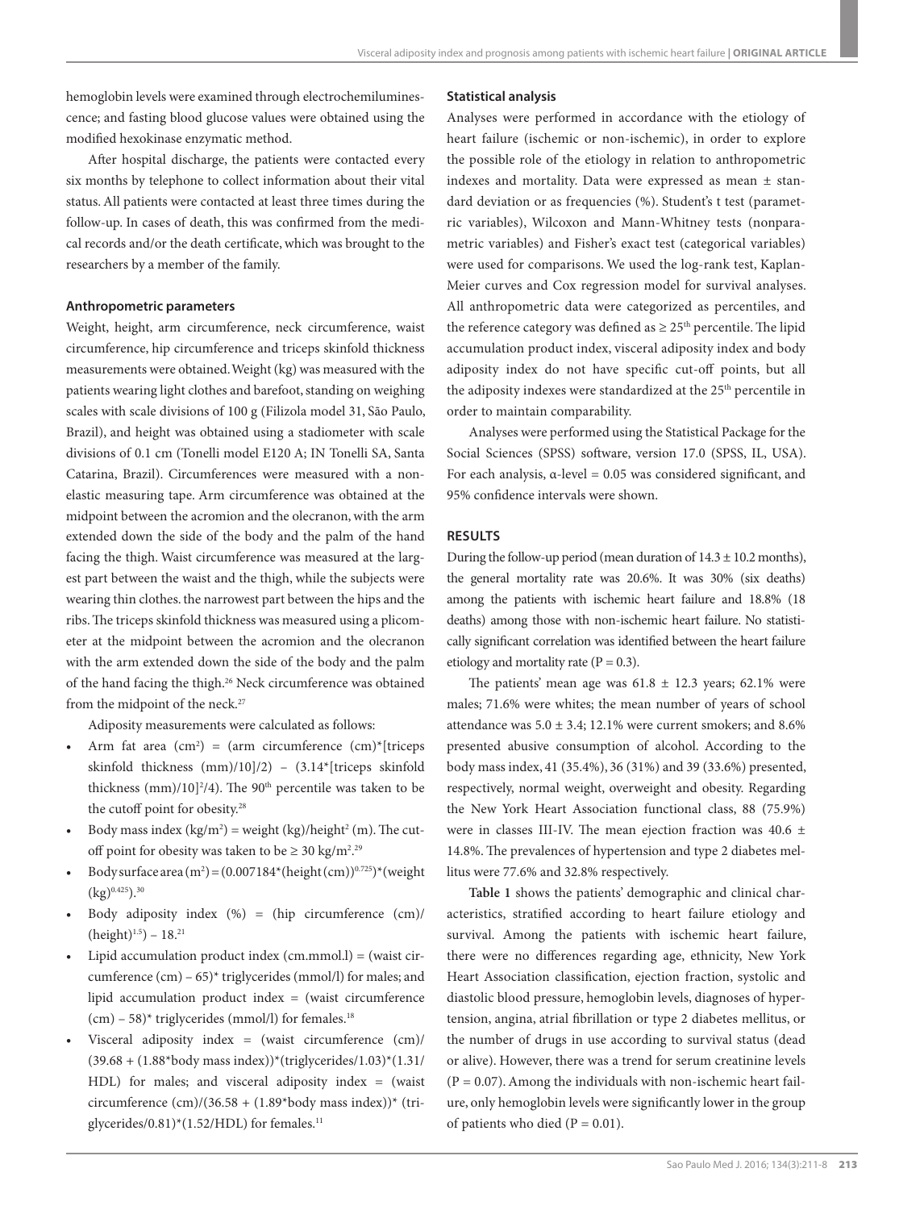hemoglobin levels were examined through electrochemiluminescence; and fasting blood glucose values were obtained using the modified hexokinase enzymatic method.

After hospital discharge, the patients were contacted every six months by telephone to collect information about their vital status. All patients were contacted at least three times during the follow-up. In cases of death, this was confirmed from the medical records and/or the death certificate, which was brought to the researchers by a member of the family.

### Anthropometric parameters

Weight, height, arm circumference, neck circumference, waist circumference, hip circumference and triceps skinfold thickness measurements were obtained. Weight (kg) was measured with the patients wearing light clothes and barefoot, standing on weighing scales with scale divisions of 100 g (Filizola model 31, São Paulo, Brazil), and height was obtained using a stadiometer with scale divisions of 0.1 cm (Tonelli model E120 A; IN Tonelli SA, Santa Catarina, Brazil). Circumferences were measured with a non-elastic measuring tape. Arm circumference was obtained at the midpoint between the acromion and the olecranon, with the arm extended down the side of the body and the palm of the hand facing the thigh. Waist circumference was measured at the largest part between the waist and the thigh, while the subjects were wearing thin clothes. the narrowest part between the hips and the ribs. The triceps skinfold thickness was measured using a plicometer at the midpoint between the acromion and the olecranon with the arm extended down the side of the body and the palm of the hand facing the thigh.[26] Neck circumference was obtained from the midpoint of the neck.[27]

Adiposity measurements were calculated as follows:

- Arm fat area ($cm^2$) = (arm circumference (cm)*[triceps skinfold thickness (mm)/10]/2) – (3.14*[triceps skinfold thickness (mm)/10]$^2$/4). The 90[th] percentile was taken to be the cutoff point for obesity.[28]
- Body mass index ($kg/m^2$) = weight (kg)/height$^2$ (m). The cutoff point for obesity was taken to be ≥ 30 $kg/m^2$.[29]
- Body surface area ($m^2$) = (0.007184*(height (cm))$^{0.725}$)*(weight (kg)$^{0.425}$).[30]
- Body adiposity index (%) = (hip circumference (cm)/(height)$^{1.5}$) – 18.[21]
- Lipid accumulation product index (cm.mmol.l) = (waist circumference (cm) – 65)* triglycerides (mmol/l) for males; and lipid accumulation product index = (waist circumference (cm) – 58)* triglycerides (mmol/l) for females.[18]
- Visceral adiposity index = (waist circumference (cm)/(39.68 + (1.88*body mass index))*(triglycerides/1.03)*(1.31/HDL) for males; and visceral adiposity index = (waist circumference (cm)/(36.58 + (1.89*body mass index))* (triglycerides/0.81)*(1.52/HDL) for females.[11]

### Statistical analysis

Analyses were performed in accordance with the etiology of heart failure (ischemic or non-ischemic), in order to explore the possible role of the etiology in relation to anthropometric indexes and mortality. Data were expressed as mean ± standard deviation or as frequencies (%). Student's t test (parametric variables), Wilcoxon and Mann-Whitney tests (nonparametric variables) and Fisher's exact test (categorical variables) were used for comparisons. We used the log-rank test, Kaplan-Meier curves and Cox regression model for survival analyses. All anthropometric data were categorized as percentiles, and the reference category was defined as ≥ 25[th] percentile. The lipid accumulation product index, visceral adiposity index and body adiposity index do not have specific cut-off points, but all the adiposity indexes were standardized at the 25[th] percentile in order to maintain comparability.

Analyses were performed using the Statistical Package for the Social Sciences (SPSS) software, version 17.0 (SPSS, IL, USA). For each analysis, α-level = 0.05 was considered significant, and 95% confidence intervals were shown.

## RESULTS

During the follow-up period (mean duration of 14.3 ± 10.2 months), the general mortality rate was 20.6%. It was 30% (six deaths) among the patients with ischemic heart failure and 18.8% (18 deaths) among those with non-ischemic heart failure. No statistically significant correlation was identified between the heart failure etiology and mortality rate (P = 0.3).

The patients' mean age was 61.8 ± 12.3 years; 62.1% were males; 71.6% were whites; the mean number of years of school attendance was 5.0 ± 3.4; 12.1% were current smokers; and 8.6% presented abusive consumption of alcohol. According to the body mass index, 41 (35.4%), 36 (31%) and 39 (33.6%) presented, respectively, normal weight, overweight and obesity. Regarding the New York Heart Association functional class, 88 (75.9%) were in classes III-IV. The mean ejection fraction was 40.6 ± 14.8%. The prevalences of hypertension and type 2 diabetes mellitus were 77.6% and 32.8% respectively.

**Table 1** shows the patients' demographic and clinical characteristics, stratified according to heart failure etiology and survival. Among the patients with ischemic heart failure, there were no differences regarding age, ethnicity, New York Heart Association classification, ejection fraction, systolic and diastolic blood pressure, hemoglobin levels, diagnoses of hypertension, angina, atrial fibrillation or type 2 diabetes mellitus, or the number of drugs in use according to survival status (dead or alive). However, there was a trend for serum creatinine levels (P = 0.07). Among the individuals with non-ischemic heart failure, only hemoglobin levels were significantly lower in the group of patients who died (P = 0.01).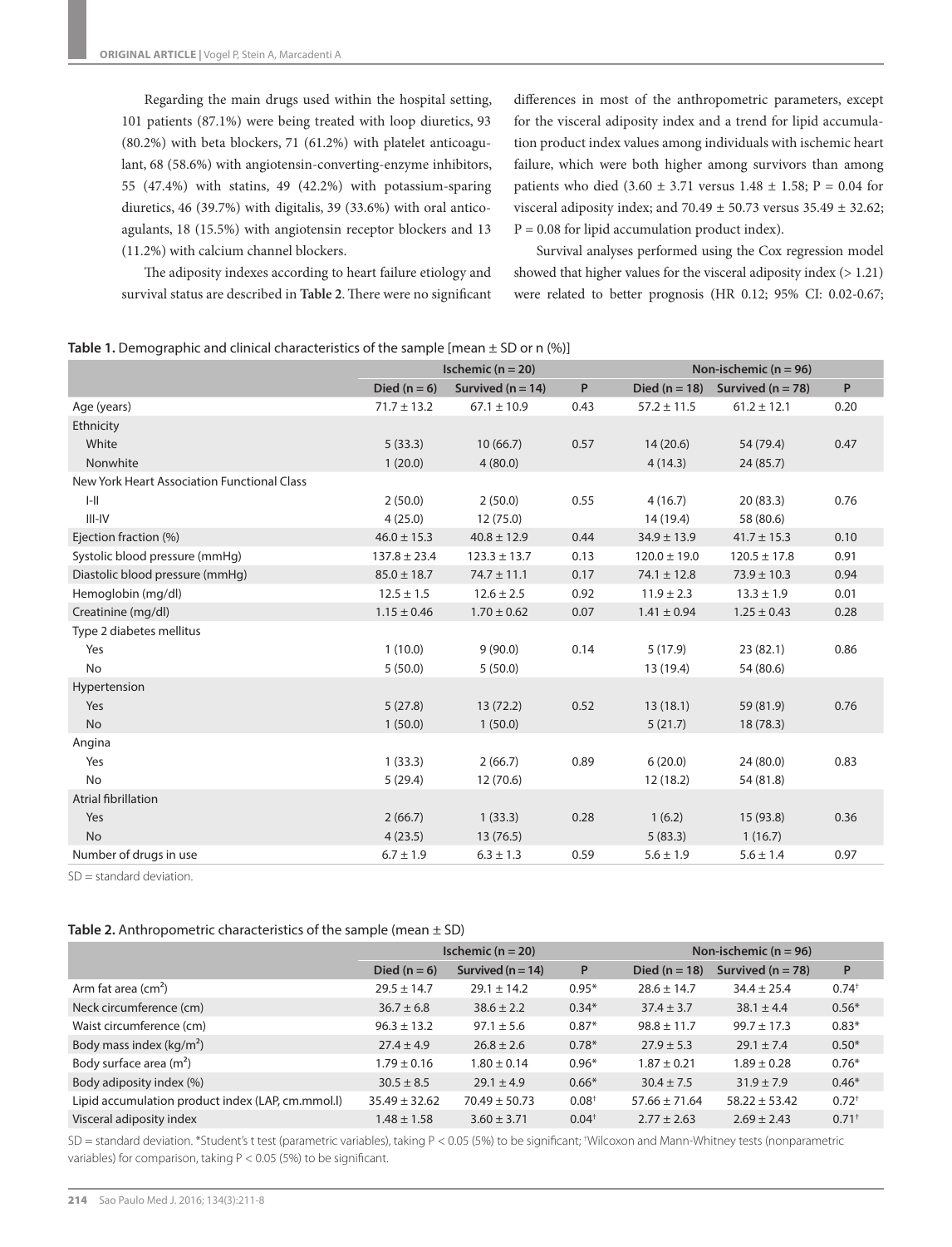Regarding the main drugs used within the hospital setting, 101 patients (87.1%) were being treated with loop diuretics, 93 (80.2%) with beta blockers, 71 (61.2%) with platelet anticoagulant, 68 (58.6%) with angiotensin-converting-enzyme inhibitors, 55 (47.4%) with statins, 49 (42.2%) with potassium-sparing diuretics, 46 (39.7%) with digitalis, 39 (33.6%) with oral anticoagulants, 18 (15.5%) with angiotensin receptor blockers and 13 (11.2%) with calcium channel blockers.

The adiposity indexes according to heart failure etiology and survival status are described in **Table 2**. There were no significant differences in most of the anthropometric parameters, except for the visceral adiposity index and a trend for lipid accumulation product index values among individuals with ischemic heart failure, which were both higher among survivors than among patients who died (3.60 ± 3.71 versus 1.48 ± 1.58; P = 0.04 for visceral adiposity index; and 70.49 ± 50.73 versus 35.49 ± 32.62; P = 0.08 for lipid accumulation product index).

Survival analyses performed using the Cox regression model showed that higher values for the visceral adiposity index (> 1.21) were related to better prognosis (HR 0.12; 95% CI: 0.02-0.67;

**Table 1.** Demographic and clinical characteristics of the sample [mean ± SD or n (%)]

| | Ischemic (n = 20) | | | Non-ischemic (n = 96) | | |
|---|---|---|---|---|---|---|
| | Died (n = 6) | Survived (n = 14) | P | Died (n = 18) | Survived (n = 78) | P |
| Age (years) | 71.7 ± 13.2 | 67.1 ± 10.9 | 0.43 | 57.2 ± 11.5 | 61.2 ± 12.1 | 0.20 |
| Ethnicity | | | | | | |
| White | 5 (33.3) | 10 (66.7) | 0.57 | 14 (20.6) | 54 (79.4) | 0.47 |
| Nonwhite | 1 (20.0) | 4 (80.0) | | 4 (14.3) | 24 (85.7) | |
| New York Heart Association Functional Class | | | | | | |
| I-II | 2 (50.0) | 2 (50.0) | 0.55 | 4 (16.7) | 20 (83.3) | 0.76 |
| III-IV | 4 (25.0) | 12 (75.0) | | 14 (19.4) | 58 (80.6) | |
| Ejection fraction (%) | 46.0 ± 15.3 | 40.8 ± 12.9 | 0.44 | 34.9 ± 13.9 | 41.7 ± 15.3 | 0.10 |
| Systolic blood pressure (mmHg) | 137.8 ± 23.4 | 123.3 ± 13.7 | 0.13 | 120.0 ± 19.0 | 120.5 ± 17.8 | 0.91 |
| Diastolic blood pressure (mmHg) | 85.0 ± 18.7 | 74.7 ± 11.1 | 0.17 | 74.1 ± 12.8 | 73.9 ± 10.3 | 0.94 |
| Hemoglobin (mg/dl) | 12.5 ± 1.5 | 12.6 ± 2.5 | 0.92 | 11.9 ± 2.3 | 13.3 ± 1.9 | 0.01 |
| Creatinine (mg/dl) | 1.15 ± 0.46 | 1.70 ± 0.62 | 0.07 | 1.41 ± 0.94 | 1.25 ± 0.43 | 0.28 |
| Type 2 diabetes mellitus | | | | | | |
| Yes | 1 (10.0) | 9 (90.0) | 0.14 | 5 (17.9) | 23 (82.1) | 0.86 |
| No | 5 (50.0) | 5 (50.0) | | 13 (19.4) | 54 (80.6) | |
| Hypertension | | | | | | |
| Yes | 5 (27.8) | 13 (72.2) | 0.52 | 13 (18.1) | 59 (81.9) | 0.76 |
| No | 1 (50.0) | 1 (50.0) | | 5 (21.7) | 18 (78.3) | |
| Angina | | | | | | |
| Yes | 1 (33.3) | 2 (66.7) | 0.89 | 6 (20.0) | 24 (80.0) | 0.83 |
| No | 5 (29.4) | 12 (70.6) | | 12 (18.2) | 54 (81.8) | |
| Atrial fibrillation | | | | | | |
| Yes | 2 (66.7) | 1 (33.3) | 0.28 | 1 (6.2) | 15 (93.8) | 0.36 |
| No | 4 (23.5) | 13 (76.5) | | 5 (83.3) | 1 (16.7) | |
| Number of drugs in use | 6.7 ± 1.9 | 6.3 ± 1.3 | 0.59 | 5.6 ± 1.9 | 5.6 ± 1.4 | 0.97 |

SD = standard deviation.

**Table 2.** Anthropometric characteristics of the sample (mean ± SD)

| | Ischemic (n = 20) | | | Non-ischemic (n = 96) | | |
|---|---|---|---|---|---|---|
| | Died (n = 6) | Survived (n = 14) | P | Died (n = 18) | Survived (n = 78) | P |
| Arm fat area ($cm^2$) | 29.5 ± 14.7 | 29.1 ± 14.2 | 0.95* | 28.6 ± 14.7 | 34.4 ± 25.4 | 0.74† |
| Neck circumference (cm) | 36.7 ± 6.8 | 38.6 ± 2.2 | 0.34* | 37.4 ± 3.7 | 38.1 ± 4.4 | 0.56* |
| Waist circumference (cm) | 96.3 ± 13.2 | 97.1 ± 5.6 | 0.87* | 98.8 ± 11.7 | 99.7 ± 17.3 | 0.83* |
| Body mass index ($kg/m^2$) | 27.4 ± 4.9 | 26.8 ± 2.6 | 0.78* | 27.9 ± 5.3 | 29.1 ± 7.4 | 0.50* |
| Body surface area ($m^2$) | 1.79 ± 0.16 | 1.80 ± 0.14 | 0.96* | 1.87 ± 0.21 | 1.89 ± 0.28 | 0.76* |
| Body adiposity index (%) | 30.5 ± 8.5 | 29.1 ± 4.9 | 0.66* | 30.4 ± 7.5 | 31.9 ± 7.9 | 0.46* |
| Lipid accumulation product index (LAP, cm.mmol.l) | 35.49 ± 32.62 | 70.49 ± 50.73 | 0.08† | 57.66 ± 71.64 | 58.22 ± 53.42 | 0.72† |
| Visceral adiposity index | 1.48 ± 1.58 | 3.60 ± 3.71 | 0.04† | 2.77 ± 2.63 | 2.69 ± 2.43 | 0.71† |

SD = standard deviation. *Student's t test (parametric variables), taking P < 0.05 (5%) to be significant; †Wilcoxon and Mann-Whitney tests (nonparametric variables) for comparison, taking P < 0.05 (5%) to be significant.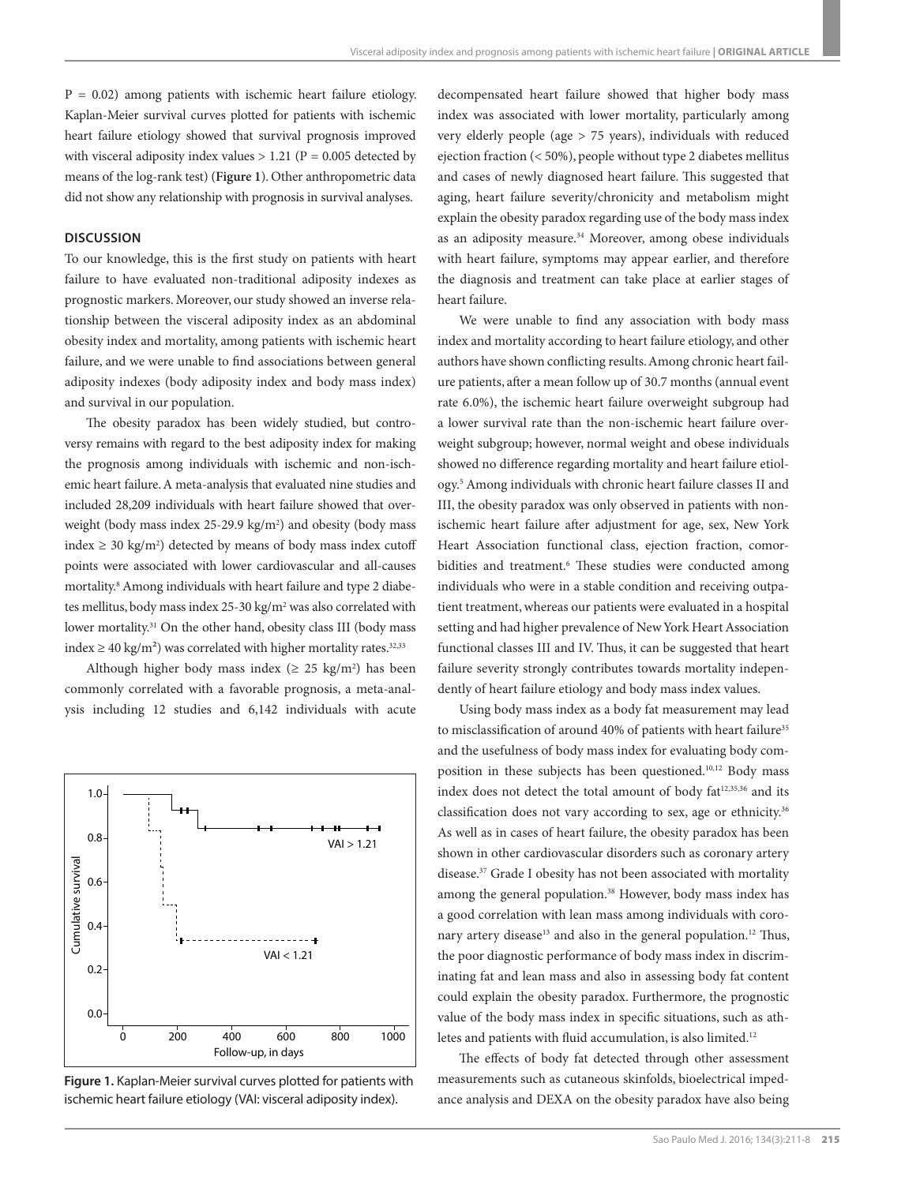P = 0.02) among patients with ischemic heart failure etiology. Kaplan-Meier survival curves plotted for patients with ischemic heart failure etiology showed that survival prognosis improved with visceral adiposity index values > 1.21 (P = 0.005 detected by means of the log-rank test) (**Figure 1**). Other anthropometric data did not show any relationship with prognosis in survival analyses.

## DISCUSSION

To our knowledge, this is the first study on patients with heart failure to have evaluated non-traditional adiposity indexes as prognostic markers. Moreover, our study showed an inverse relationship between the visceral adiposity index as an abdominal obesity index and mortality, among patients with ischemic heart failure, and we were unable to find associations between general adiposity indexes (body adiposity index and body mass index) and survival in our population.

The obesity paradox has been widely studied, but controversy remains with regard to the best adiposity index for making the prognosis among individuals with ischemic and non-ischemic heart failure. A meta-analysis that evaluated nine studies and included 28,209 individuals with heart failure showed that overweight (body mass index 25-29.9 kg/m$^2$) and obesity (body mass index ≥ 30 kg/m$^2$) detected by means of body mass index cutoff points were associated with lower cardiovascular and all-causes mortality.[8] Among individuals with heart failure and type 2 diabetes mellitus, body mass index 25-30 kg/m$^2$ was also correlated with lower mortality.[31] On the other hand, obesity class III (body mass index ≥ 40 kg/m$^2$) was correlated with higher mortality rates.[32,33]

Although higher body mass index (≥ 25 kg/m$^2$) has been commonly correlated with a favorable prognosis, a meta-analysis including 12 studies and 6,142 individuals with acute decompensated heart failure showed that higher body mass index was associated with lower mortality, particularly among very elderly people (age > 75 years), individuals with reduced ejection fraction (< 50%), people without type 2 diabetes mellitus and cases of newly diagnosed heart failure. This suggested that aging, heart failure severity/chronicity and metabolism might explain the obesity paradox regarding use of the body mass index as an adiposity measure.[34] Moreover, among obese individuals with heart failure, symptoms may appear earlier, and therefore the diagnosis and treatment can take place at earlier stages of heart failure.

We were unable to find any association with body mass index and mortality according to heart failure etiology, and other authors have shown conflicting results. Among chronic heart failure patients, after a mean follow up of 30.7 months (annual event rate 6.0%), the ischemic heart failure overweight subgroup had a lower survival rate than the non-ischemic heart failure overweight subgroup; however, normal weight and obese individuals showed no difference regarding mortality and heart failure etiology.[5] Among individuals with chronic heart failure classes II and III, the obesity paradox was only observed in patients with non-ischemic heart failure after adjustment for age, sex, New York Heart Association functional class, ejection fraction, comorbidities and treatment.[6] These studies were conducted among individuals who were in a stable condition and receiving outpatient treatment, whereas our patients were evaluated in a hospital setting and had higher prevalence of New York Heart Association functional classes III and IV. Thus, it can be suggested that heart failure severity strongly contributes towards mortality independently of heart failure etiology and body mass index values.

Using body mass index as a body fat measurement may lead to misclassification of around 40% of patients with heart failure[35] and the usefulness of body mass index for evaluating body composition in these subjects has been questioned.[10,12] Body mass index does not detect the total amount of body fat[12,35,36] and its classification does not vary according to sex, age or ethnicity.[36] As well as in cases of heart failure, the obesity paradox has been shown in other cardiovascular disorders such as coronary artery disease.[37] Grade I obesity has not been associated with mortality among the general population.[38] However, body mass index has a good correlation with lean mass among individuals with coronary artery disease[13] and also in the general population.[12] Thus, the poor diagnostic performance of body mass index in discriminating fat and lean mass and also in assessing body fat content could explain the obesity paradox. Furthermore, the prognostic value of the body mass index in specific situations, such as athletes and patients with fluid accumulation, is also limited.[12]

The effects of body fat detected through other assessment measurements such as cutaneous skinfolds, bioelectrical impedance analysis and DEXA on the obesity paradox have also being

**Figure 1.** Kaplan-Meier survival curves plotted for patients with ischemic heart failure etiology (VAI: visceral adiposity index).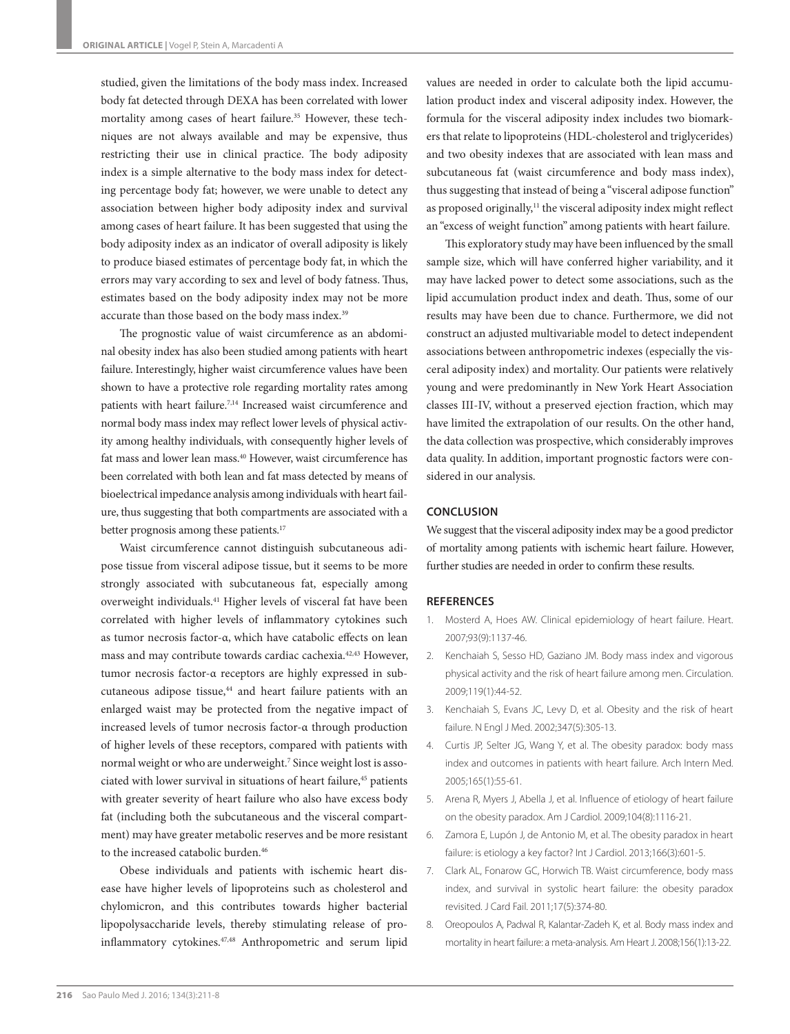studied, given the limitations of the body mass index. Increased body fat detected through DEXA has been correlated with lower mortality among cases of heart failure.[35] However, these techniques are not always available and may be expensive, thus restricting their use in clinical practice. The body adiposity index is a simple alternative to the body mass index for detecting percentage body fat; however, we were unable to detect any association between higher body adiposity index and survival among cases of heart failure. It has been suggested that using the body adiposity index as an indicator of overall adiposity is likely to produce biased estimates of percentage body fat, in which the errors may vary according to sex and level of body fatness. Thus, estimates based on the body adiposity index may not be more accurate than those based on the body mass index.[39]

The prognostic value of waist circumference as an abdominal obesity index has also been studied among patients with heart failure. Interestingly, higher waist circumference values have been shown to have a protective role regarding mortality rates among patients with heart failure.[7,14] Increased waist circumference and normal body mass index may reflect lower levels of physical activity among healthy individuals, with consequently higher levels of fat mass and lower lean mass.[40] However, waist circumference has been correlated with both lean and fat mass detected by means of bioelectrical impedance analysis among individuals with heart failure, thus suggesting that both compartments are associated with a better prognosis among these patients.[17]

Waist circumference cannot distinguish subcutaneous adipose tissue from visceral adipose tissue, but it seems to be more strongly associated with subcutaneous fat, especially among overweight individuals.[41] Higher levels of visceral fat have been correlated with higher levels of inflammatory cytokines such as tumor necrosis factor-α, which have catabolic effects on lean mass and may contribute towards cardiac cachexia.[42,43] However, tumor necrosis factor-α receptors are highly expressed in subcutaneous adipose tissue,[44] and heart failure patients with an enlarged waist may be protected from the negative impact of increased levels of tumor necrosis factor-α through production of higher levels of these receptors, compared with patients with normal weight or who are underweight.[7] Since weight lost is associated with lower survival in situations of heart failure,[45] patients with greater severity of heart failure who also have excess body fat (including both the subcutaneous and the visceral compartment) may have greater metabolic reserves and be more resistant to the increased catabolic burden.[46]

Obese individuals and patients with ischemic heart disease have higher levels of lipoproteins such as cholesterol and chylomicron, and this contributes towards higher bacterial lipopolysaccharide levels, thereby stimulating release of pro-inflammatory cytokines.[47,48] Anthropometric and serum lipid values are needed in order to calculate both the lipid accumulation product index and visceral adiposity index. However, the formula for the visceral adiposity index includes two biomarkers that relate to lipoproteins (HDL-cholesterol and triglycerides) and two obesity indexes that are associated with lean mass and subcutaneous fat (waist circumference and body mass index), thus suggesting that instead of being a "visceral adipose function" as proposed originally,[11] the visceral adiposity index might reflect an "excess of weight function" among patients with heart failure.

This exploratory study may have been influenced by the small sample size, which will have conferred higher variability, and it may have lacked power to detect some associations, such as the lipid accumulation product index and death. Thus, some of our results may have been due to chance. Furthermore, we did not construct an adjusted multivariable model to detect independent associations between anthropometric indexes (especially the visceral adiposity index) and mortality. Our patients were relatively young and were predominantly in New York Heart Association classes III-IV, without a preserved ejection fraction, which may have limited the extrapolation of our results. On the other hand, the data collection was prospective, which considerably improves data quality. In addition, important prognostic factors were considered in our analysis.

## CONCLUSION

We suggest that the visceral adiposity index may be a good predictor of mortality among patients with ischemic heart failure. However, further studies are needed in order to confirm these results.

## REFERENCES

1. Mosterd A, Hoes AW. Clinical epidemiology of heart failure. Heart. 2007;93(9):1137-46.
2. Kenchaiah S, Sesso HD, Gaziano JM. Body mass index and vigorous physical activity and the risk of heart failure among men. Circulation. 2009;119(1):44-52.
3. Kenchaiah S, Evans JC, Levy D, et al. Obesity and the risk of heart failure. N Engl J Med. 2002;347(5):305-13.
4. Curtis JP, Selter JG, Wang Y, et al. The obesity paradox: body mass index and outcomes in patients with heart failure. Arch Intern Med. 2005;165(1):55-61.
5. Arena R, Myers J, Abella J, et al. Influence of etiology of heart failure on the obesity paradox. Am J Cardiol. 2009;104(8):1116-21.
6. Zamora E, Lupón J, de Antonio M, et al. The obesity paradox in heart failure: is etiology a key factor? Int J Cardiol. 2013;166(3):601-5.
7. Clark AL, Fonarow GC, Horwich TB. Waist circumference, body mass index, and survival in systolic heart failure: the obesity paradox revisited. J Card Fail. 2011;17(5):374-80.
8. Oreopoulos A, Padwal R, Kalantar-Zadeh K, et al. Body mass index and mortality in heart failure: a meta-analysis. Am Heart J. 2008;156(1):13-22.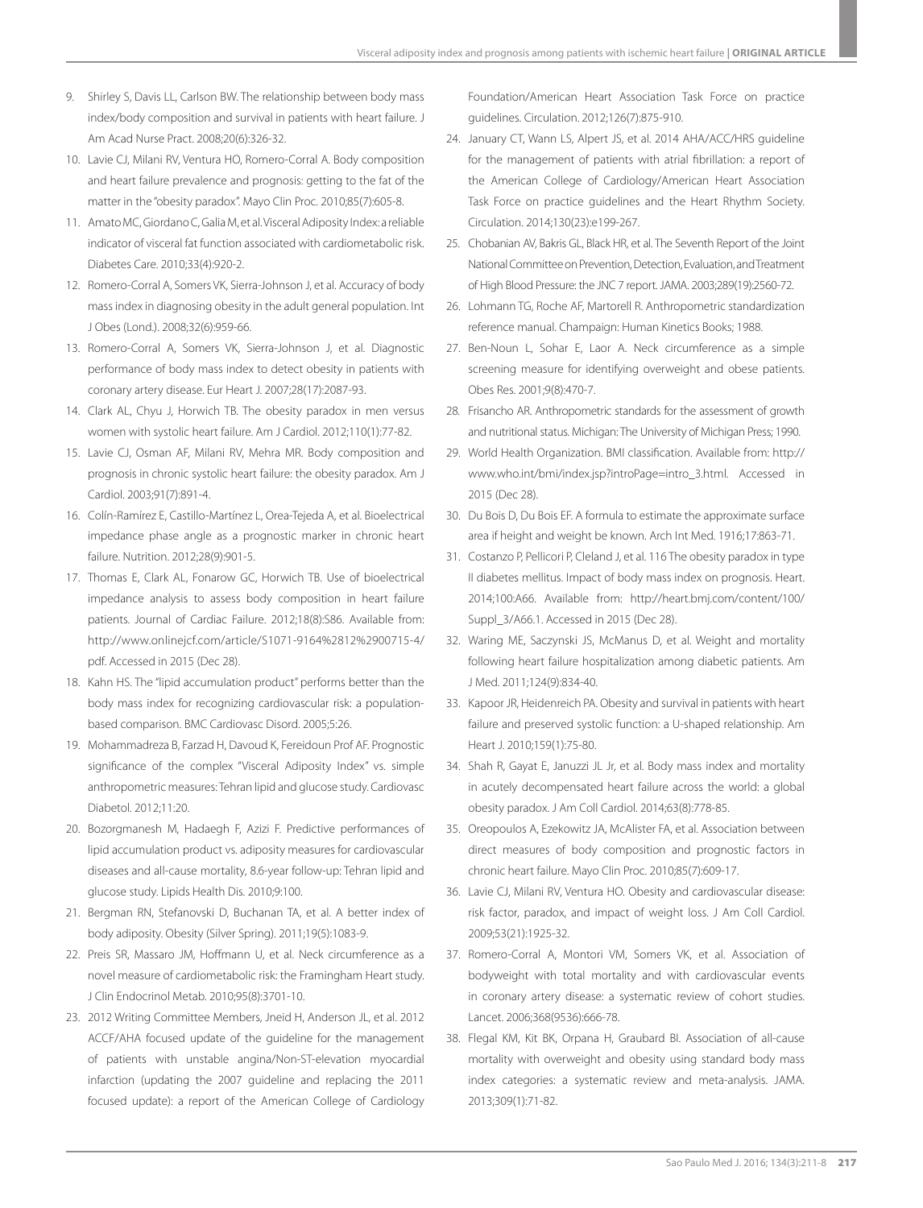9. Shirley S, Davis LL, Carlson BW. The relationship between body mass index/body composition and survival in patients with heart failure. J Am Acad Nurse Pract. 2008;20(6):326-32.
10. Lavie CJ, Milani RV, Ventura HO, Romero-Corral A. Body composition and heart failure prevalence and prognosis: getting to the fat of the matter in the "obesity paradox". Mayo Clin Proc. 2010;85(7):605-8.
11. Amato MC, Giordano C, Galia M, et al. Visceral Adiposity Index: a reliable indicator of visceral fat function associated with cardiometabolic risk. Diabetes Care. 2010;33(4):920-2.
12. Romero-Corral A, Somers VK, Sierra-Johnson J, et al. Accuracy of body mass index in diagnosing obesity in the adult general population. Int J Obes (Lond.). 2008;32(6):959-66.
13. Romero-Corral A, Somers VK, Sierra-Johnson J, et al. Diagnostic performance of body mass index to detect obesity in patients with coronary artery disease. Eur Heart J. 2007;28(17):2087-93.
14. Clark AL, Chyu J, Horwich TB. The obesity paradox in men versus women with systolic heart failure. Am J Cardiol. 2012;110(1):77-82.
15. Lavie CJ, Osman AF, Milani RV, Mehra MR. Body composition and prognosis in chronic systolic heart failure: the obesity paradox. Am J Cardiol. 2003;91(7):891-4.
16. Colín-Ramírez E, Castillo-Martínez L, Orea-Tejeda A, et al. Bioelectrical impedance phase angle as a prognostic marker in chronic heart failure. Nutrition. 2012;28(9):901-5.
17. Thomas E, Clark AL, Fonarow GC, Horwich TB. Use of bioelectrical impedance analysis to assess body composition in heart failure patients. Journal of Cardiac Failure. 2012;18(8):S86. Available from: http://www.onlinejcf.com/article/S1071-9164%2812%2900715-4/pdf. Accessed in 2015 (Dec 28).
18. Kahn HS. The "lipid accumulation product" performs better than the body mass index for recognizing cardiovascular risk: a population-based comparison. BMC Cardiovasc Disord. 2005;5:26.
19. Mohammadreza B, Farzad H, Davoud K, Fereidoun Prof AF. Prognostic significance of the complex "Visceral Adiposity Index" vs. simple anthropometric measures: Tehran lipid and glucose study. Cardiovasc Diabetol. 2012;11:20.
20. Bozorgmanesh M, Hadaegh F, Azizi F. Predictive performances of lipid accumulation product vs. adiposity measures for cardiovascular diseases and all-cause mortality, 8.6-year follow-up: Tehran lipid and glucose study. Lipids Health Dis. 2010;9:100.
21. Bergman RN, Stefanovski D, Buchanan TA, et al. A better index of body adiposity. Obesity (Silver Spring). 2011;19(5):1083-9.
22. Preis SR, Massaro JM, Hoffmann U, et al. Neck circumference as a novel measure of cardiometabolic risk: the Framingham Heart study. J Clin Endocrinol Metab. 2010;95(8):3701-10.
23. 2012 Writing Committee Members, Jneid H, Anderson JL, et al. 2012 ACCF/AHA focused update of the guideline for the management of patients with unstable angina/Non-ST-elevation myocardial infarction (updating the 2007 guideline and replacing the 2011 focused update): a report of the American College of Cardiology Foundation/American Heart Association Task Force on practice guidelines. Circulation. 2012;126(7):875-910.
24. January CT, Wann LS, Alpert JS, et al. 2014 AHA/ACC/HRS guideline for the management of patients with atrial fibrillation: a report of the American College of Cardiology/American Heart Association Task Force on practice guidelines and the Heart Rhythm Society. Circulation. 2014;130(23):e199-267.
25. Chobanian AV, Bakris GL, Black HR, et al. The Seventh Report of the Joint National Committee on Prevention, Detection, Evaluation, and Treatment of High Blood Pressure: the JNC 7 report. JAMA. 2003;289(19):2560-72.
26. Lohmann TG, Roche AF, Martorell R. Anthropometric standardization reference manual. Champaign: Human Kinetics Books; 1988.
27. Ben-Noun L, Sohar E, Laor A. Neck circumference as a simple screening measure for identifying overweight and obese patients. Obes Res. 2001;9(8):470-7.
28. Frisancho AR. Anthropometric standards for the assessment of growth and nutritional status. Michigan: The University of Michigan Press; 1990.
29. World Health Organization. BMI classification. Available from: http://www.who.int/bmi/index.jsp?introPage=intro_3.html. Accessed in 2015 (Dec 28).
30. Du Bois D, Du Bois EF. A formula to estimate the approximate surface area if height and weight be known. Arch Int Med. 1916;17:863-71.
31. Costanzo P, Pellicori P, Cleland J, et al. 116 The obesity paradox in type II diabetes mellitus. Impact of body mass index on prognosis. Heart. 2014;100:A66. Available from: http://heart.bmj.com/content/100/Suppl_3/A66.1. Accessed in 2015 (Dec 28).
32. Waring ME, Saczynski JS, McManus D, et al. Weight and mortality following heart failure hospitalization among diabetic patients. Am J Med. 2011;124(9):834-40.
33. Kapoor JR, Heidenreich PA. Obesity and survival in patients with heart failure and preserved systolic function: a U-shaped relationship. Am Heart J. 2010;159(1):75-80.
34. Shah R, Gayat E, Januzzi JL Jr, et al. Body mass index and mortality in acutely decompensated heart failure across the world: a global obesity paradox. J Am Coll Cardiol. 2014;63(8):778-85.
35. Oreopoulos A, Ezekowitz JA, McAlister FA, et al. Association between direct measures of body composition and prognostic factors in chronic heart failure. Mayo Clin Proc. 2010;85(7):609-17.
36. Lavie CJ, Milani RV, Ventura HO. Obesity and cardiovascular disease: risk factor, paradox, and impact of weight loss. J Am Coll Cardiol. 2009;53(21):1925-32.
37. Romero-Corral A, Montori VM, Somers VK, et al. Association of bodyweight with total mortality and with cardiovascular events in coronary artery disease: a systematic review of cohort studies. Lancet. 2006;368(9536):666-78.
38. Flegal KM, Kit BK, Orpana H, Graubard BI. Association of all-cause mortality with overweight and obesity using standard body mass index categories: a systematic review and meta-analysis. JAMA. 2013;309(1):71-82.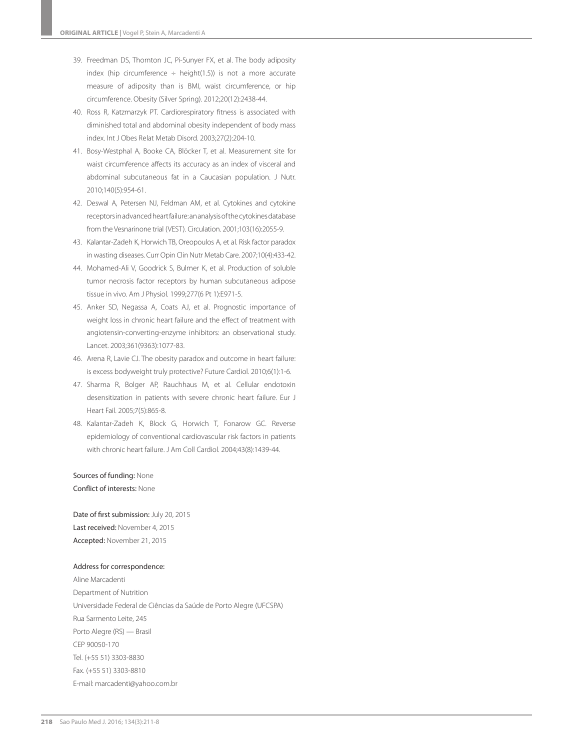39. Freedman DS, Thornton JC, Pi-Sunyer FX, et al. The body adiposity index (hip circumference ÷ height(1.5)) is not a more accurate measure of adiposity than is BMI, waist circumference, or hip circumference. Obesity (Silver Spring). 2012;20(12):2438-44.
40. Ross R, Katzmarzyk PT. Cardiorespiratory fitness is associated with diminished total and abdominal obesity independent of body mass index. Int J Obes Relat Metab Disord. 2003;27(2):204-10.
41. Bosy-Westphal A, Booke CA, Blöcker T, et al. Measurement site for waist circumference affects its accuracy as an index of visceral and abdominal subcutaneous fat in a Caucasian population. J Nutr. 2010;140(5):954-61.
42. Deswal A, Petersen NJ, Feldman AM, et al. Cytokines and cytokine receptors in advanced heart failure: an analysis of the cytokines database from the Vesnarinone trial (VEST). Circulation. 2001;103(16):2055-9.
43. Kalantar-Zadeh K, Horwich TB, Oreopoulos A, et al. Risk factor paradox in wasting diseases. Curr Opin Clin Nutr Metab Care. 2007;10(4):433-42.
44. Mohamed-Ali V, Goodrick S, Bulmer K, et al. Production of soluble tumor necrosis factor receptors by human subcutaneous adipose tissue in vivo. Am J Physiol. 1999;277(6 Pt 1):E971-5.
45. Anker SD, Negassa A, Coats AJ, et al. Prognostic importance of weight loss in chronic heart failure and the effect of treatment with angiotensin-converting-enzyme inhibitors: an observational study. Lancet. 2003;361(9363):1077-83.
46. Arena R, Lavie CJ. The obesity paradox and outcome in heart failure: is excess bodyweight truly protective? Future Cardiol. 2010;6(1):1-6.
47. Sharma R, Bolger AP, Rauchhaus M, et al. Cellular endotoxin desensitization in patients with severe chronic heart failure. Eur J Heart Fail. 2005;7(5):865-8.
48. Kalantar-Zadeh K, Block G, Horwich T, Fonarow GC. Reverse epidemiology of conventional cardiovascular risk factors in patients with chronic heart failure. J Am Coll Cardiol. 2004;43(8):1439-44.

Sources of funding: None
Conflict of interests: None

Date of first submission: July 20, 2015
Last received: November 4, 2015
Accepted: November 21, 2015

Address for correspondence:
Aline Marcadenti
Department of Nutrition
Universidade Federal de Ciências da Saúde de Porto Alegre (UFCSPA)
Rua Sarmento Leite, 245
Porto Alegre (RS) — Brasil
CEP 90050-170
Tel. (+55 51) 3303-8830
Fax. (+55 51) 3303-8810
E-mail: marcadenti@yahoo.com.br